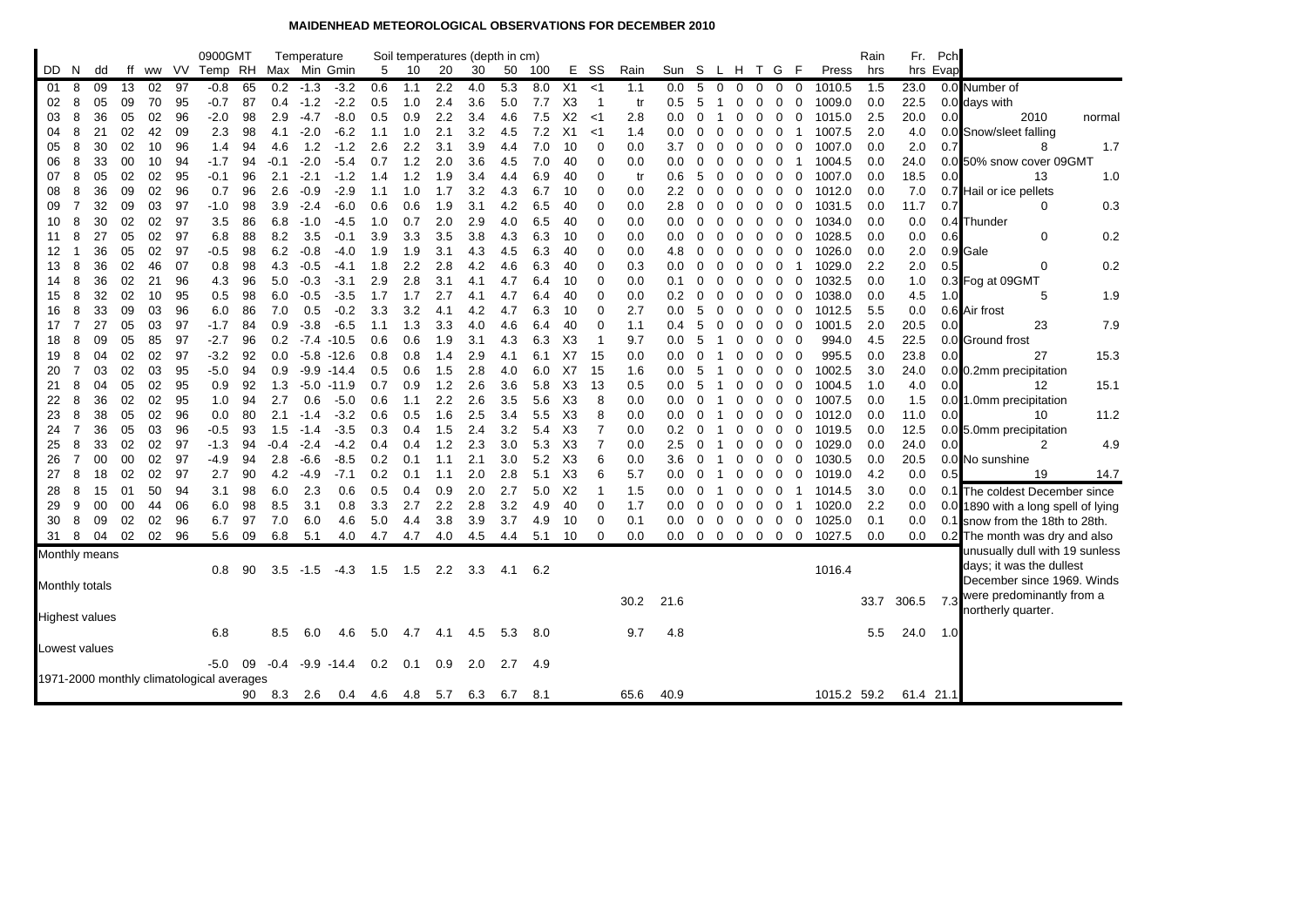# MAIDENHEAD METEOROLOGICAL OBSERVATIONS FOR DECEMBER 2010

| DD | N | dd | ff | ww | VV | 0900GMT Temp | RH | Temperature Max | Min | Gmin | Soil temperatures (depth in cm) 5 | 10 | 20 | 30 | 50 | 100 | E | SS | Rain | Sun | S | L | H | T | G | F | Press | Rain hrs | Fr. hrs | Pch Evap |
|---|---|---|---|---|---|---|---|---|---|---|---|---|---|---|---|---|---|---|---|---|---|---|---|---|---|---|---|---|---|---|
| 01 | 8 | 09 | 13 | 02 | 97 | -0.8 | 65 | 0.2 | -1.3 | -3.2 | 0.6 | 1.1 | 2.2 | 4.0 | 5.3 | 8.0 | X1 | <1 | 1.1 | 0.0 | 5 | 0 | 0 | 0 | 0 | 0 | 1010.5 | 1.5 | 23.0 | 0.0 |
| 02 | 8 | 05 | 09 | 70 | 95 | -0.7 | 87 | 0.4 | -1.2 | -2.2 | 0.5 | 1.0 | 2.4 | 3.6 | 5.0 | 7.7 | X3 | 1 | tr | 0.5 | 5 | 1 | 0 | 0 | 0 | 0 | 1009.0 | 0.0 | 22.5 | 0.0 |
| 03 | 8 | 36 | 05 | 02 | 96 | -2.0 | 98 | 2.9 | -4.7 | -8.0 | 0.5 | 0.9 | 2.2 | 3.4 | 4.6 | 7.5 | X2 | <1 | 2.8 | 0.0 | 0 | 1 | 0 | 0 | 0 | 0 | 1015.0 | 2.5 | 20.0 | 0.0 |
| 04 | 8 | 21 | 02 | 42 | 09 | 2.3 | 98 | 4.1 | -2.0 | -6.2 | 1.1 | 1.0 | 2.1 | 3.2 | 4.5 | 7.2 | X1 | <1 | 1.4 | 0.0 | 0 | 0 | 0 | 0 | 0 | 1 | 1007.5 | 2.0 | 4.0 | 0.0 |
| 05 | 8 | 30 | 02 | 10 | 96 | 1.4 | 94 | 4.6 | 1.2 | -1.2 | 2.6 | 2.2 | 3.1 | 3.9 | 4.4 | 7.0 | 10 | 0 | 0.0 | 3.7 | 0 | 0 | 0 | 0 | 0 | 0 | 1007.0 | 0.0 | 2.0 | 0.7 |
| 06 | 8 | 33 | 00 | 10 | 94 | -1.7 | 94 | -0.1 | -2.0 | -5.4 | 0.7 | 1.2 | 2.0 | 3.6 | 4.5 | 7.0 | 40 | 0 | 0.0 | 0.0 | 0 | 0 | 0 | 0 | 0 | 1 | 1004.5 | 0.0 | 24.0 | 0.0 |
| 07 | 8 | 05 | 02 | 02 | 95 | -0.1 | 96 | 2.1 | -2.1 | -1.2 | 1.4 | 1.2 | 1.9 | 3.4 | 4.4 | 6.9 | 40 | 0 | tr | 0.6 | 5 | 0 | 0 | 0 | 0 | 0 | 1007.0 | 0.0 | 18.5 | 0.0 |
| 08 | 8 | 36 | 09 | 02 | 96 | 0.7 | 96 | 2.6 | -0.9 | -2.9 | 1.1 | 1.0 | 1.7 | 3.2 | 4.3 | 6.7 | 10 | 0 | 0.0 | 2.2 | 0 | 0 | 0 | 0 | 0 | 0 | 1012.0 | 0.0 | 7.0 | 0.7 |
| 09 | 7 | 32 | 09 | 03 | 97 | -1.0 | 98 | 3.9 | -2.4 | -6.0 | 0.6 | 0.6 | 1.9 | 3.1 | 4.2 | 6.5 | 40 | 0 | 0.0 | 2.8 | 0 | 0 | 0 | 0 | 0 | 0 | 1031.5 | 0.0 | 11.7 | 0.7 |
| 10 | 8 | 30 | 02 | 02 | 97 | 3.5 | 86 | 6.8 | -1.0 | -4.5 | 1.0 | 0.7 | 2.0 | 2.9 | 4.0 | 6.5 | 40 | 0 | 0.0 | 0.0 | 0 | 0 | 0 | 0 | 0 | 0 | 1034.0 | 0.0 | 0.0 | 0.4 |
| 11 | 8 | 27 | 05 | 02 | 97 | 6.8 | 88 | 8.2 | 3.5 | -0.1 | 3.9 | 3.3 | 3.5 | 3.8 | 4.3 | 6.3 | 10 | 0 | 0.0 | 0.0 | 0 | 0 | 0 | 0 | 0 | 0 | 1028.5 | 0.0 | 0.0 | 0.6 |
| 12 | 1 | 36 | 05 | 02 | 97 | -0.5 | 98 | 6.2 | -0.8 | -4.0 | 1.9 | 1.9 | 3.1 | 4.3 | 4.5 | 6.3 | 40 | 0 | 0.0 | 4.8 | 0 | 0 | 0 | 0 | 0 | 0 | 1026.0 | 0.0 | 2.0 | 0.9 |
| 13 | 8 | 36 | 02 | 46 | 07 | 0.8 | 98 | 4.3 | -0.5 | -4.1 | 1.8 | 2.2 | 2.8 | 4.2 | 4.6 | 6.3 | 40 | 0 | 0.3 | 0.0 | 0 | 0 | 0 | 0 | 0 | 1 | 1029.0 | 2.2 | 2.0 | 0.5 |
| 14 | 8 | 36 | 02 | 21 | 96 | 4.3 | 96 | 5.0 | -0.3 | -3.1 | 2.9 | 2.8 | 3.1 | 4.1 | 4.7 | 6.4 | 10 | 0 | 0.0 | 0.1 | 0 | 0 | 0 | 0 | 0 | 0 | 1032.5 | 0.0 | 1.0 | 0.3 |
| 15 | 8 | 32 | 02 | 10 | 95 | 0.5 | 98 | 6.0 | -0.5 | -3.5 | 1.7 | 1.7 | 2.7 | 4.1 | 4.7 | 6.4 | 40 | 0 | 0.0 | 0.2 | 0 | 0 | 0 | 0 | 0 | 0 | 1038.0 | 0.0 | 4.5 | 1.0 |
| 16 | 8 | 33 | 09 | 03 | 96 | 6.0 | 86 | 7.0 | 0.5 | -0.2 | 3.3 | 3.2 | 4.1 | 4.2 | 4.7 | 6.3 | 10 | 0 | 2.7 | 0.0 | 5 | 0 | 0 | 0 | 0 | 0 | 1012.5 | 5.5 | 0.0 | 0.6 |
| 17 | 7 | 27 | 05 | 03 | 97 | -1.7 | 84 | 0.9 | -3.8 | -6.5 | 1.1 | 1.3 | 3.3 | 4.0 | 4.6 | 6.4 | 40 | 0 | 1.1 | 0.4 | 5 | 0 | 0 | 0 | 0 | 0 | 1001.5 | 2.0 | 20.5 | 0.0 |
| 18 | 8 | 09 | 05 | 85 | 97 | -2.7 | 96 | 0.2 | -7.4 | -10.5 | 0.6 | 0.6 | 1.9 | 3.1 | 4.3 | 6.3 | X3 | 1 | 9.7 | 0.0 | 5 | 1 | 0 | 0 | 0 | 0 | 994.0 | 4.5 | 22.5 | 0.0 |
| 19 | 8 | 04 | 02 | 02 | 97 | -3.2 | 92 | 0.0 | -5.8 | -12.6 | 0.8 | 0.8 | 1.4 | 2.9 | 4.1 | 6.1 | X7 | 15 | 0.0 | 0.0 | 0 | 1 | 0 | 0 | 0 | 0 | 995.5 | 0.0 | 23.8 | 0.0 |
| 20 | 7 | 03 | 02 | 03 | 95 | -5.0 | 94 | 0.9 | -9.9 | -14.4 | 0.5 | 0.6 | 1.5 | 2.8 | 4.0 | 6.0 | X7 | 15 | 1.6 | 0.0 | 5 | 1 | 0 | 0 | 0 | 0 | 1002.5 | 3.0 | 24.0 | 0.0 |
| 21 | 8 | 04 | 05 | 02 | 95 | 0.9 | 92 | 1.3 | -5.0 | -11.9 | 0.7 | 0.9 | 1.2 | 2.6 | 3.6 | 5.8 | X3 | 13 | 0.5 | 0.0 | 5 | 1 | 0 | 0 | 0 | 0 | 1004.5 | 1.0 | 4.0 | 0.0 |
| 22 | 8 | 36 | 02 | 02 | 95 | 1.0 | 94 | 2.7 | 0.6 | -5.0 | 0.6 | 1.1 | 2.2 | 2.6 | 3.5 | 5.6 | X3 | 8 | 0.0 | 0.0 | 0 | 1 | 0 | 0 | 0 | 0 | 1007.5 | 0.0 | 1.5 | 0.0 |
| 23 | 8 | 38 | 05 | 02 | 96 | 0.0 | 80 | 2.1 | -1.4 | -3.2 | 0.6 | 0.5 | 1.6 | 2.5 | 3.4 | 5.5 | X3 | 8 | 0.0 | 0.0 | 0 | 1 | 0 | 0 | 0 | 0 | 1012.0 | 0.0 | 11.0 | 0.0 |
| 24 | 7 | 36 | 05 | 03 | 96 | -0.5 | 93 | 1.5 | -1.4 | -3.5 | 0.3 | 0.4 | 1.5 | 2.4 | 3.2 | 5.4 | X3 | 7 | 0.0 | 0.2 | 0 | 1 | 0 | 0 | 0 | 0 | 1019.5 | 0.0 | 12.5 | 0.0 |
| 25 | 8 | 33 | 02 | 02 | 97 | -1.3 | 94 | -0.4 | -2.4 | -4.2 | 0.4 | 0.4 | 1.2 | 2.3 | 3.0 | 5.3 | X3 | 7 | 0.0 | 2.5 | 0 | 1 | 0 | 0 | 0 | 0 | 1029.0 | 0.0 | 24.0 | 0.0 |
| 26 | 7 | 00 | 00 | 02 | 97 | -4.9 | 94 | 2.8 | -6.6 | -8.5 | 0.2 | 0.1 | 1.1 | 2.1 | 3.0 | 5.2 | X3 | 6 | 0.0 | 3.6 | 0 | 1 | 0 | 0 | 0 | 0 | 1030.5 | 0.0 | 20.5 | 0.0 |
| 27 | 8 | 18 | 02 | 02 | 97 | 2.7 | 90 | 4.2 | -4.9 | -7.1 | 0.2 | 0.1 | 1.1 | 2.0 | 2.8 | 5.1 | X3 | 6 | 5.7 | 0.0 | 0 | 1 | 0 | 0 | 0 | 0 | 1019.0 | 4.2 | 0.0 | 0.5 |
| 28 | 8 | 15 | 01 | 50 | 94 | 3.1 | 98 | 6.0 | 2.3 | 0.6 | 0.5 | 0.4 | 0.9 | 2.0 | 2.7 | 5.0 | X2 | 1 | 1.5 | 0.0 | 0 | 1 | 0 | 0 | 0 | 1 | 1014.5 | 3.0 | 0.0 | 0.1 |
| 29 | 9 | 00 | 00 | 44 | 06 | 6.0 | 98 | 8.5 | 3.1 | 0.8 | 3.3 | 2.7 | 2.2 | 2.8 | 3.2 | 4.9 | 40 | 0 | 1.7 | 0.0 | 0 | 0 | 0 | 0 | 0 | 1 | 1020.0 | 2.2 | 0.0 | 0.0 |
| 30 | 8 | 09 | 02 | 02 | 96 | 6.7 | 97 | 7.0 | 6.0 | 4.6 | 5.0 | 4.4 | 3.8 | 3.9 | 3.7 | 4.9 | 10 | 0 | 0.1 | 0.0 | 0 | 0 | 0 | 0 | 0 | 0 | 1025.0 | 0.1 | 0.0 | 0.1 |
| 31 | 8 | 04 | 02 | 02 | 96 | 5.6 | 09 | 6.8 | 5.1 | 4.0 | 4.7 | 4.7 | 4.0 | 4.5 | 4.4 | 5.1 | 10 | 0 | 0.0 | 0.0 | 0 | 0 | 0 | 0 | 0 | 0 | 1027.5 | 0.0 | 0.0 | 0.2 |
| Monthly means | | | | | | 0.8 | 90 | 3.5 | -1.5 | -4.3 | 1.5 | 1.5 | 2.2 | 3.3 | 4.1 | 6.2 | | | | | | | | | | | 1016.4 | | | |
| Monthly totals | | | | | | | | | | | | | | | | | | | 30.2 | 21.6 | | | | | | | | 33.7 | 306.5 | 7.3 |
| Highest values | | | | | | 6.8 | | 8.5 | 6.0 | 4.6 | 5.0 | 4.7 | 4.1 | 4.5 | 5.3 | 8.0 | | | 9.7 | 4.8 | | | | | | | | 5.5 | 24.0 | 1.0 |
| Lowest values | | | | | | -5.0 | 09 | -0.4 | -9.9 | -14.4 | 0.2 | 0.1 | 0.9 | 2.0 | 2.7 | 4.9 | | | | | | | | | | | | | | |
| 1971-2000 monthly climatological averages | | | | | | | 90 | 8.3 | 2.6 | 0.4 | 4.6 | 4.8 | 5.7 | 6.3 | 6.7 | 8.1 | | | 65.6 | 40.9 | | | | | | | 1015.2 | 59.2 | 61.4 | 21.1 |

| Number of days with | 2010 | normal |
|---|---|---|
| Snow/sleet falling | 8 | 1.7 |
| 50% snow cover 09GMT | 13 | 1.0 |
| Hail or ice pellets | 0 | 0.3 |
| Thunder | 0 | 0.2 |
| Gale | 0 | 0.2 |
| Fog at 09GMT | 5 | 1.9 |
| Air frost | 23 | 7.9 |
| Ground frost | 27 | 15.3 |
| 0.2mm precipitation | 12 | 15.1 |
| 1.0mm precipitation | 10 | 11.2 |
| 5.0mm precipitation | 2 | 4.9 |
| No sunshine | 19 | 14.7 |

The coldest December since 1890 with a long spell of lying snow from the 18th to 28th. The month was dry and also unusually dull with 19 sunless days; it was the dullest December since 1969. Winds were predominantly from a northerly quarter.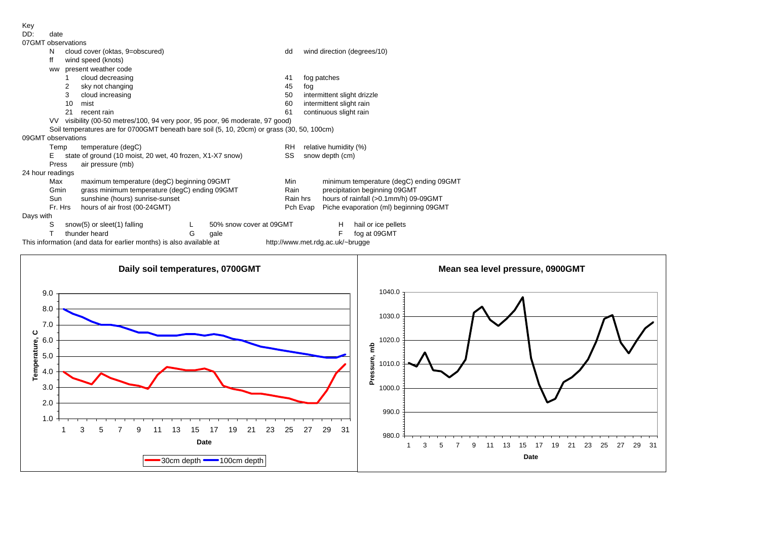Key

DD: date

07GMT observations

| | | | |
|---|---|---|---|
| N | cloud cover (oktas, 9=obscured) | dd | wind direction (degrees/10) |
| ff | wind speed (knots) | | |
| ww | present weather code | | |
| 1 | cloud decreasing | 41 | fog patches |
| 2 | sky not changing | 45 | fog |
| 3 | cloud increasing | 50 | intermittent slight drizzle |
| 10 | mist | 60 | intermittent slight rain |
| 21 | recent rain | 61 | continuous slight rain |

VV visibility (00-50 metres/100, 94 very poor, 95 poor, 96 moderate, 97 good)

Soil temperatures are for 0700GMT beneath bare soil (5, 10, 20cm) or grass (30, 50, 100cm)

09GMT observations

| | | | |
|---|---|---|---|
| Temp | temperature (degC) | RH | relative humidity (%) |
| E | state of ground (10 moist, 20 wet, 40 frozen, X1-X7 snow) | SS | snow depth (cm) |
| Press | air pressure (mb) | | |

24 hour readings

| | | | |
|---|---|---|---|
| Max | maximum temperature (degC) beginning 09GMT | Min | minimum temperature (degC) ending 09GMT |
| Gmin | grass minimum temperature (degC) ending 09GMT | Rain | precipitation beginning 09GMT |
| Sun | sunshine (hours) sunrise-sunset | Rain hrs | hours of rainfall (>0.1mm/h) 09-09GMT |
| Fr. Hrs | hours of air frost (00-24GMT) | Pch Evap | Piche evaporation (ml) beginning 09GMT |

Days with

| | | | | | |
|---|---|---|---|---|---|
| S | snow(5) or sleet(1) falling | L | 50% snow cover at 09GMT | H | hail or ice pellets |
| T | thunder heard | G | gale | F | fog at 09GMT |

This information (and data for earlier months) is also available at http://www.met.rdg.ac.uk/~brugge

**Daily soil temperatures, 0700GMT**

**Mean sea level pressure, 0900GMT**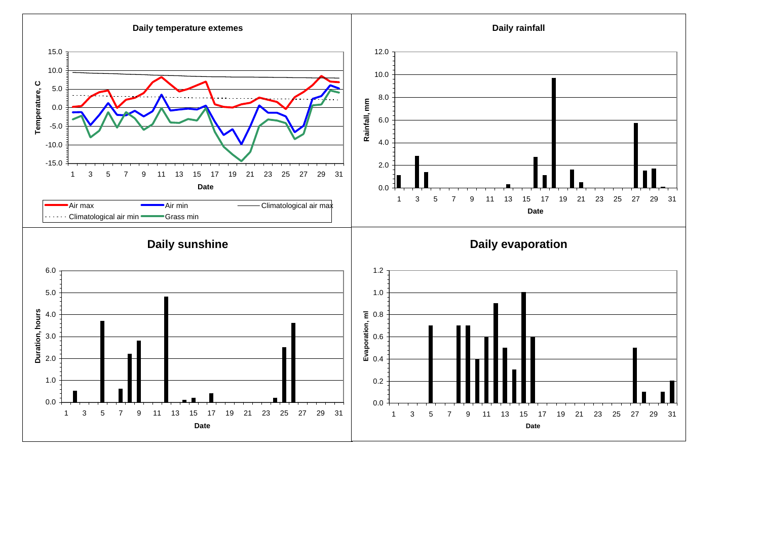**Daily temperature extemes**

15.0
10.0
5.0
0.0
-5.0
-10.0
-15.0

Temperature, C

1 3 5 7 9 11 13 15 17 19 21 23 25 27 29 31

Date

Air max
Air min
Climatological air max
Climatological air min
Grass min

**Daily rainfall**

12.0
10.0
8.0
6.0
4.0
2.0
0.0

Rainfall, mm

1 3 5 7 9 11 13 15 17 19 21 23 25 27 29 31

Date

**Daily sunshine**

6.0
5.0
4.0
3.0
2.0
1.0
0.0

Duration, hours

1 3 5 7 9 11 13 15 17 19 21 23 25 27 29 31

Date

**Daily evaporation**

1.2
1.0
0.8
0.6
0.4
0.2
0.0

Evaporation, ml

1 3 5 7 9 11 13 15 17 19 21 23 25 27 29 31

Date